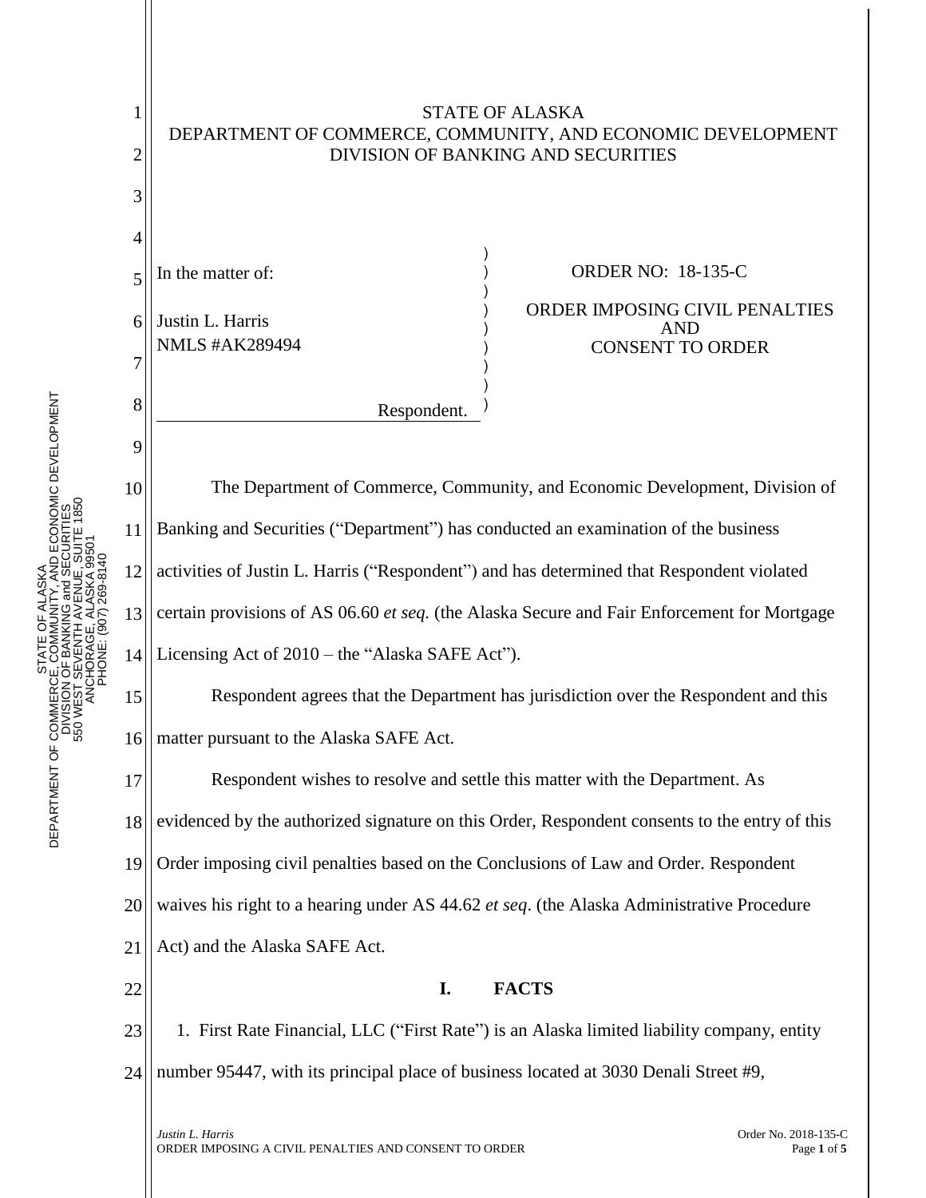STATE OF ALASKA
DEPARTMENT OF COMMERCE, COMMUNITY, AND ECONOMIC DEVELOPMENT
DIVISION OF BANKING AND SECURITIES

In the matter of:

Justin L. Harris
NMLS #AK289494

Respondent.

ORDER NO: 18-135-C

ORDER IMPOSING CIVIL PENALTIES AND CONSENT TO ORDER

The Department of Commerce, Community, and Economic Development, Division of Banking and Securities ("Department") has conducted an examination of the business activities of Justin L. Harris ("Respondent") and has determined that Respondent violated certain provisions of AS 06.60 *et seq.* (the Alaska Secure and Fair Enforcement for Mortgage Licensing Act of 2010 – the "Alaska SAFE Act").

Respondent agrees that the Department has jurisdiction over the Respondent and this matter pursuant to the Alaska SAFE Act.

Respondent wishes to resolve and settle this matter with the Department. As evidenced by the authorized signature on this Order, Respondent consents to the entry of this Order imposing civil penalties based on the Conclusions of Law and Order. Respondent waives his right to a hearing under AS 44.62 *et seq*. (the Alaska Administrative Procedure Act) and the Alaska SAFE Act.

## I. FACTS

1. First Rate Financial, LLC ("First Rate") is an Alaska limited liability company, entity number 95447, with its principal place of business located at 3030 Denali Street #9,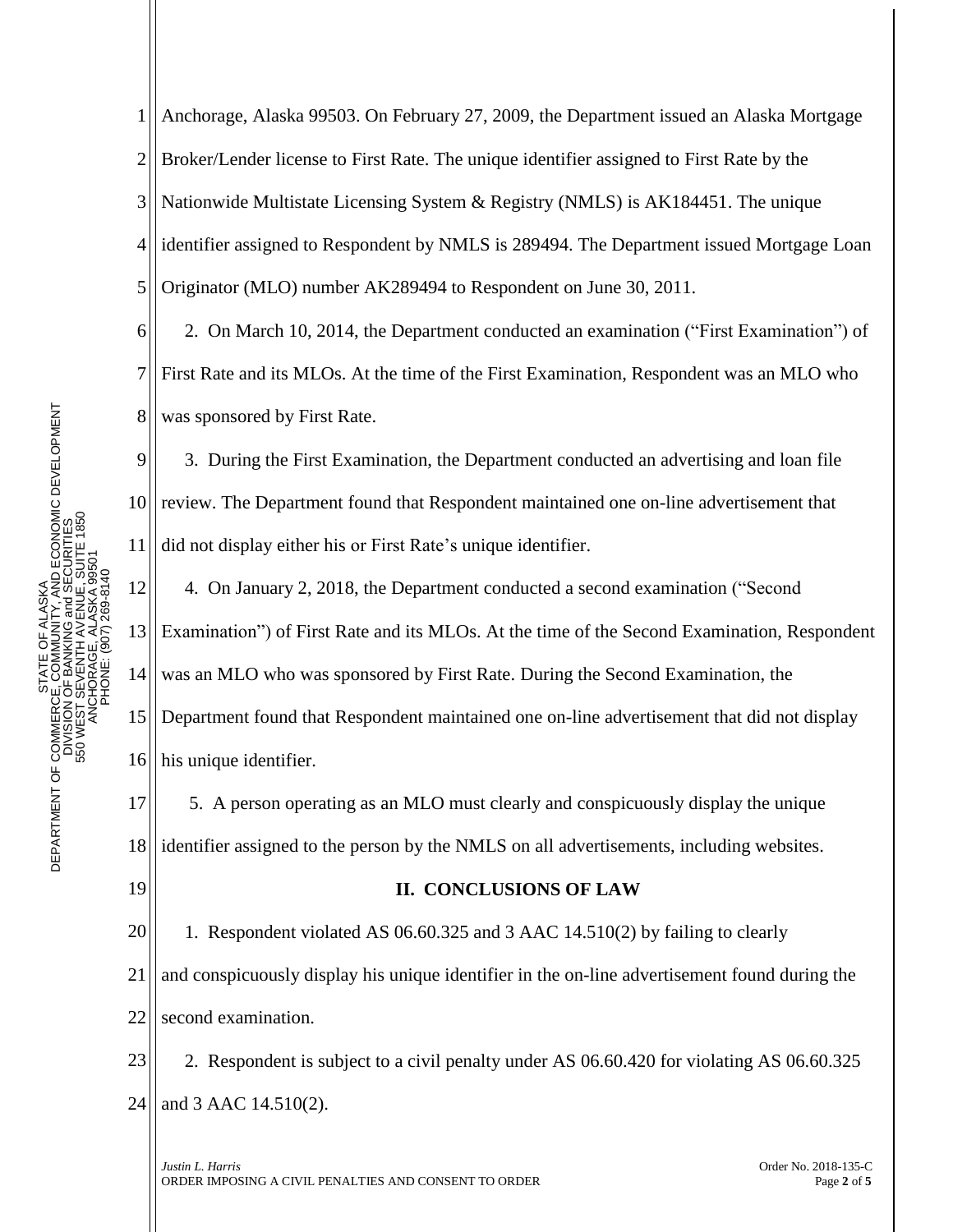Anchorage, Alaska 99503. On February 27, 2009, the Department issued an Alaska Mortgage Broker/Lender license to First Rate. The unique identifier assigned to First Rate by the Nationwide Multistate Licensing System & Registry (NMLS) is AK184451. The unique identifier assigned to Respondent by NMLS is 289494. The Department issued Mortgage Loan Originator (MLO) number AK289494 to Respondent on June 30, 2011.

2. On March 10, 2014, the Department conducted an examination ("First Examination") of First Rate and its MLOs. At the time of the First Examination, Respondent was an MLO who was sponsored by First Rate.

3. During the First Examination, the Department conducted an advertising and loan file review. The Department found that Respondent maintained one on-line advertisement that did not display either his or First Rate's unique identifier.

4. On January 2, 2018, the Department conducted a second examination ("Second Examination") of First Rate and its MLOs. At the time of the Second Examination, Respondent was an MLO who was sponsored by First Rate. During the Second Examination, the Department found that Respondent maintained one on-line advertisement that did not display his unique identifier.

5. A person operating as an MLO must clearly and conspicuously display the unique identifier assigned to the person by the NMLS on all advertisements, including websites.

## II. CONCLUSIONS OF LAW

1. Respondent violated AS 06.60.325 and 3 AAC 14.510(2) by failing to clearly and conspicuously display his unique identifier in the on-line advertisement found during the second examination.

2. Respondent is subject to a civil penalty under AS 06.60.420 for violating AS 06.60.325 and 3 AAC 14.510(2).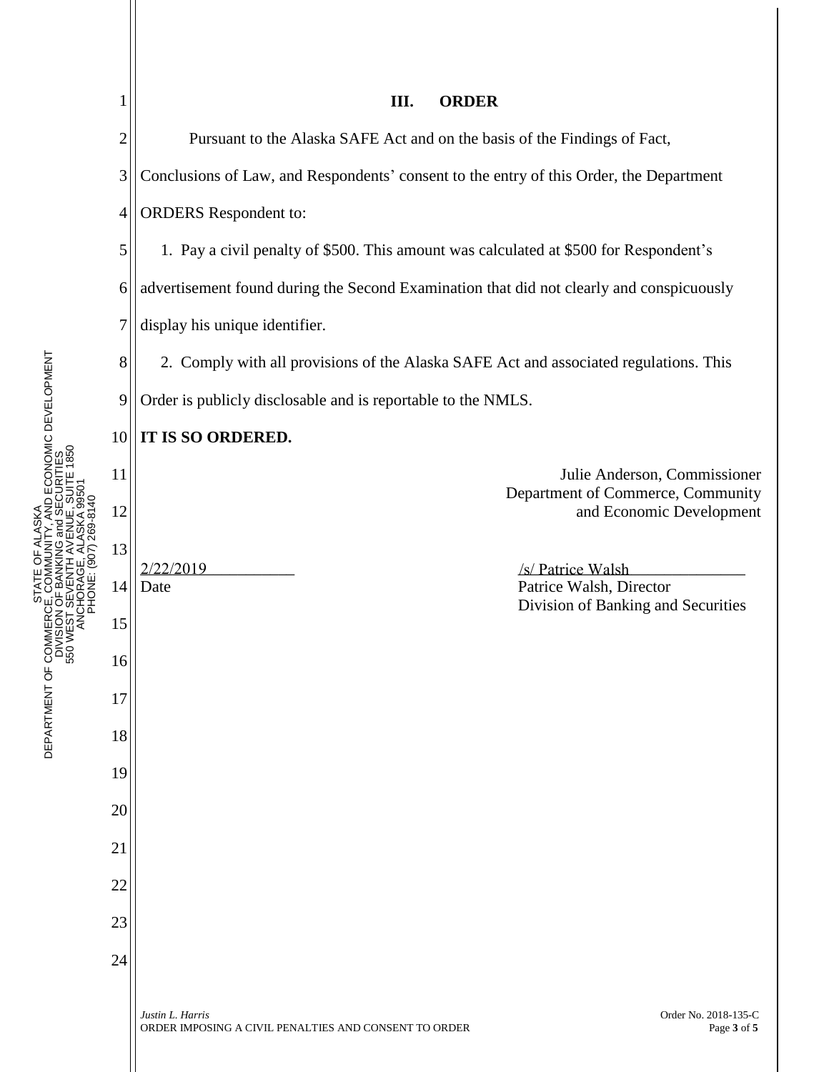## III. ORDER

Pursuant to the Alaska SAFE Act and on the basis of the Findings of Fact, Conclusions of Law, and Respondents' consent to the entry of this Order, the Department ORDERS Respondent to:

1. Pay a civil penalty of $500. This amount was calculated at $500 for Respondent's advertisement found during the Second Examination that did not clearly and conspicuously display his unique identifier.

2. Comply with all provisions of the Alaska SAFE Act and associated regulations. This Order is publicly disclosable and is reportable to the NMLS.

**IT IS SO ORDERED.**

Julie Anderson, Commissioner
Department of Commerce, Community and Economic Development

2/22/2019
Date

/s/ Patrice Walsh
Patrice Walsh, Director
Division of Banking and Securities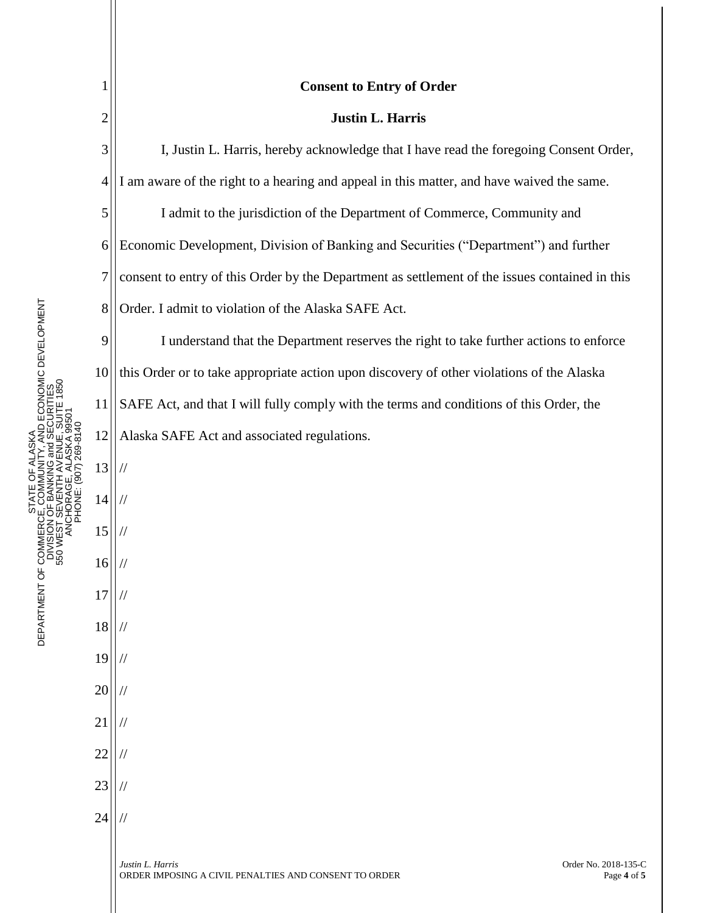**Consent to Entry of Order**

**Justin L. Harris**

I, Justin L. Harris, hereby acknowledge that I have read the foregoing Consent Order, I am aware of the right to a hearing and appeal in this matter, and have waived the same.

I admit to the jurisdiction of the Department of Commerce, Community and Economic Development, Division of Banking and Securities ("Department") and further consent to entry of this Order by the Department as settlement of the issues contained in this Order. I admit to violation of the Alaska SAFE Act.

I understand that the Department reserves the right to take further actions to enforce this Order or to take appropriate action upon discovery of other violations of the Alaska SAFE Act, and that I will fully comply with the terms and conditions of this Order, the Alaska SAFE Act and associated regulations.

//

//

//

//

//

//

//

//

//

//

//

//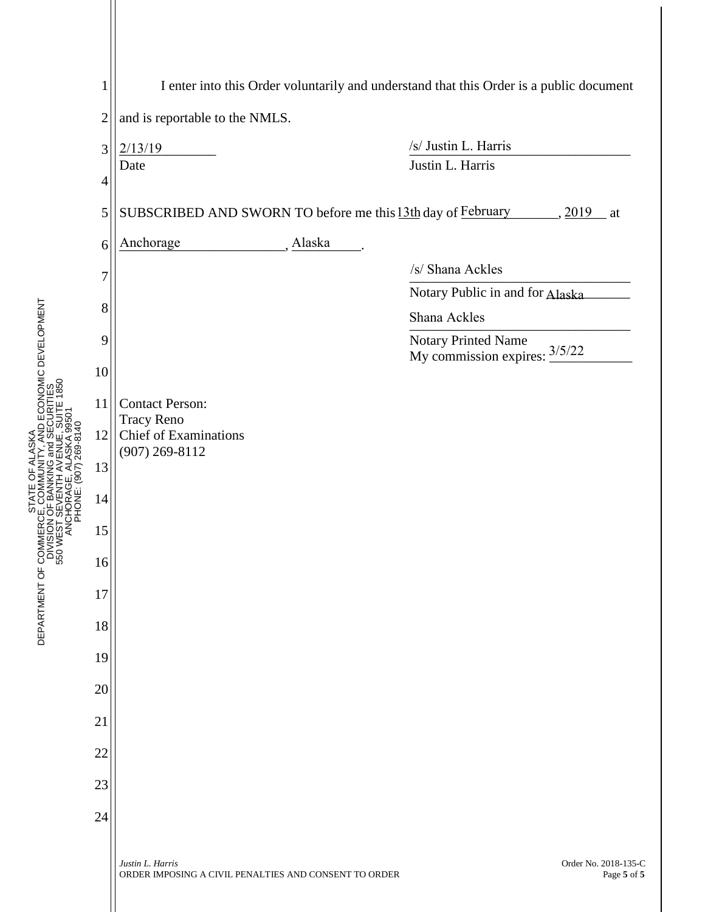I enter into this Order voluntarily and understand that this Order is a public document and is reportable to the NMLS.

2/13/19
Date

/s/ Justin L. Harris
Justin L. Harris

SUBSCRIBED AND SWORN TO before me this 13th day of February, 2019 at Anchorage, Alaska.

/s/ Shana Ackles
Notary Public in and for Alaska

Shana Ackles
Notary Printed Name
My commission expires: 3/5/22

Contact Person:
Tracy Reno
Chief of Examinations
(907) 269-8112